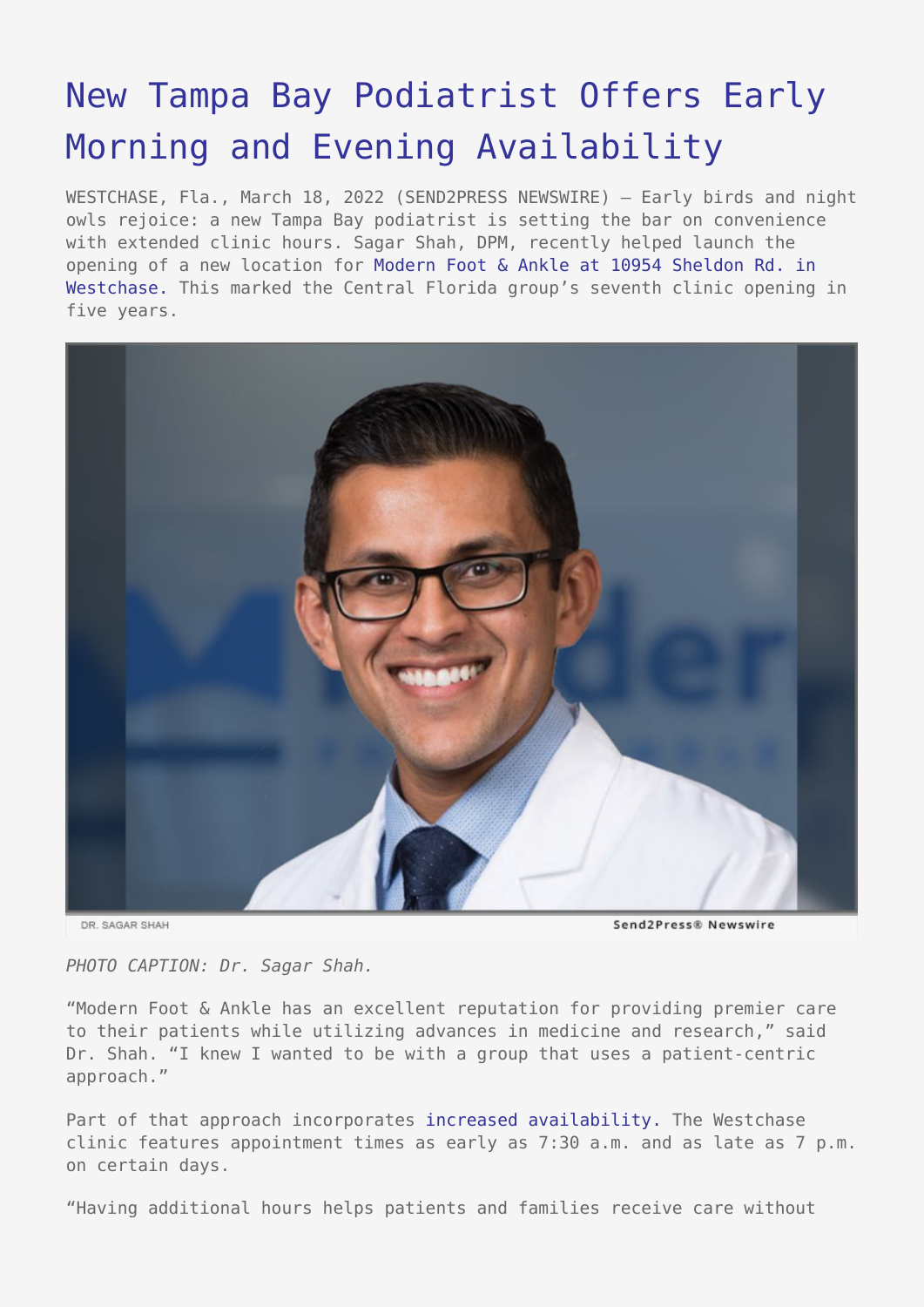# New Tampa Bay Podiatrist Offers Early Morning and Evening Availability

WESTCHASE, Fla., March 18, 2022 (SEND2PRESS NEWSWIRE) — Early birds and night owls rejoice: a new Tampa Bay podiatrist is setting the bar on convenience with extended clinic hours. Sagar Shah, DPM, recently helped launch the opening of a new location for Modern Foot & Ankle at 10954 Sheldon Rd. in Westchase. This marked the Central Florida group's seventh clinic opening in five years.

DR. SAGAR SHAH

Send2Press® Newswire

*PHOTO CAPTION: Dr. Sagar Shah.*

"Modern Foot & Ankle has an excellent reputation for providing premier care to their patients while utilizing advances in medicine and research," said Dr. Shah. "I knew I wanted to be with a group that uses a patient-centric approach."

Part of that approach incorporates increased availability. The Westchase clinic features appointment times as early as 7:30 a.m. and as late as 7 p.m. on certain days.

"Having additional hours helps patients and families receive care without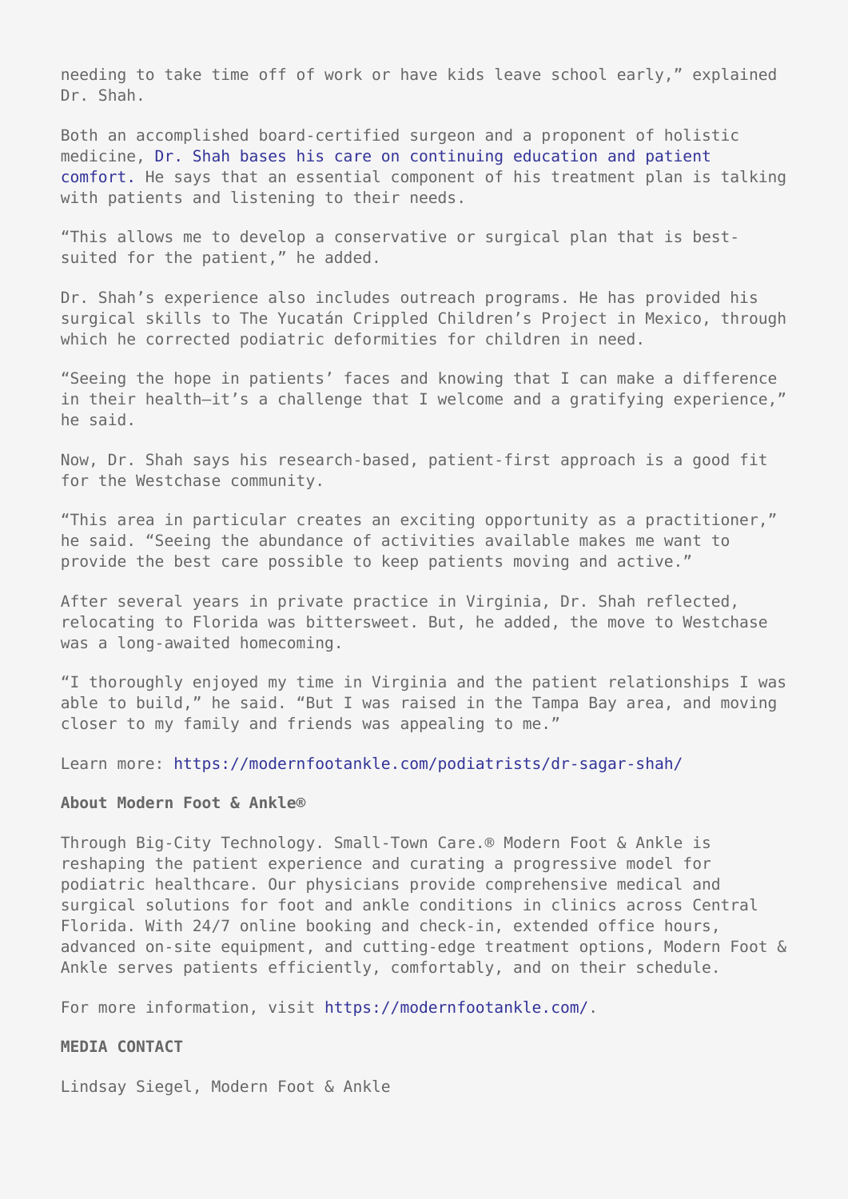needing to take time off of work or have kids leave school early," explained Dr. Shah.

Both an accomplished board-certified surgeon and a proponent of holistic medicine, Dr. Shah bases his care on continuing education and patient comfort. He says that an essential component of his treatment plan is talking with patients and listening to their needs.

"This allows me to develop a conservative or surgical plan that is best-suited for the patient," he added.

Dr. Shah's experience also includes outreach programs. He has provided his surgical skills to The Yucatán Crippled Children's Project in Mexico, through which he corrected podiatric deformities for children in need.

"Seeing the hope in patients' faces and knowing that I can make a difference in their health—it's a challenge that I welcome and a gratifying experience," he said.

Now, Dr. Shah says his research-based, patient-first approach is a good fit for the Westchase community.

"This area in particular creates an exciting opportunity as a practitioner," he said. "Seeing the abundance of activities available makes me want to provide the best care possible to keep patients moving and active."

After several years in private practice in Virginia, Dr. Shah reflected, relocating to Florida was bittersweet. But, he added, the move to Westchase was a long-awaited homecoming.

"I thoroughly enjoyed my time in Virginia and the patient relationships I was able to build," he said. "But I was raised in the Tampa Bay area, and moving closer to my family and friends was appealing to me."

Learn more: https://modernfootankle.com/podiatrists/dr-sagar-shah/

**About Modern Foot & Ankle®**

Through Big-City Technology. Small-Town Care.® Modern Foot & Ankle is reshaping the patient experience and curating a progressive model for podiatric healthcare. Our physicians provide comprehensive medical and surgical solutions for foot and ankle conditions in clinics across Central Florida. With 24/7 online booking and check-in, extended office hours, advanced on-site equipment, and cutting-edge treatment options, Modern Foot & Ankle serves patients efficiently, comfortably, and on their schedule.

For more information, visit https://modernfootankle.com/.

**MEDIA CONTACT**

Lindsay Siegel, Modern Foot & Ankle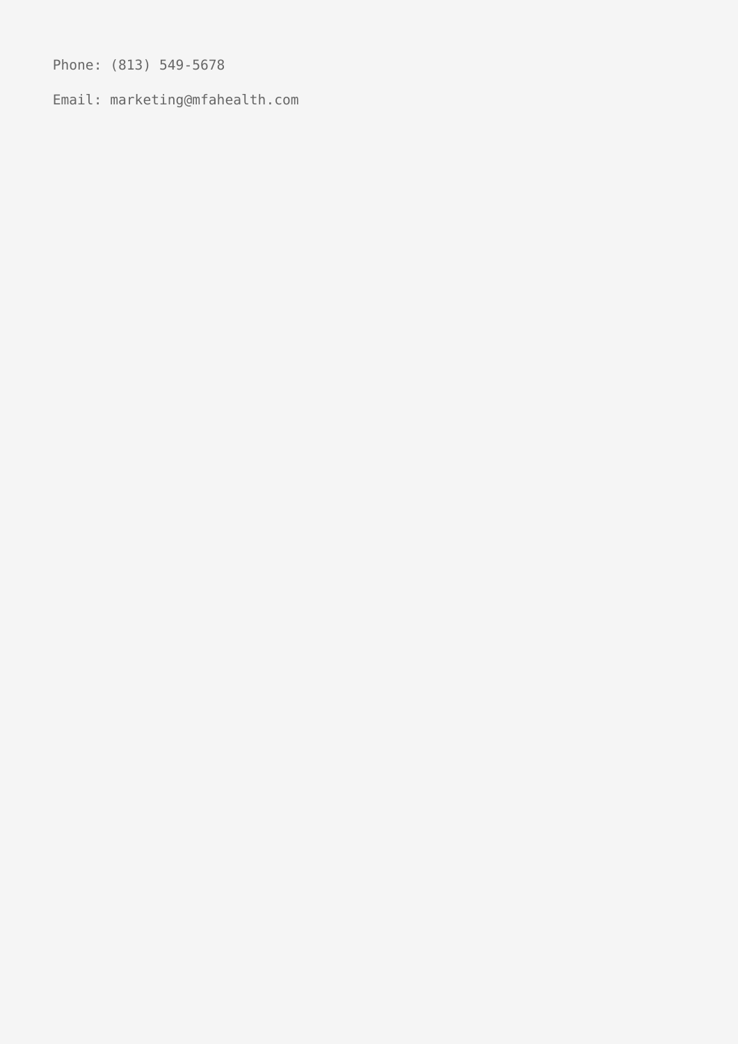Phone: (813) 549-5678

Email: marketing@mfahealth.com